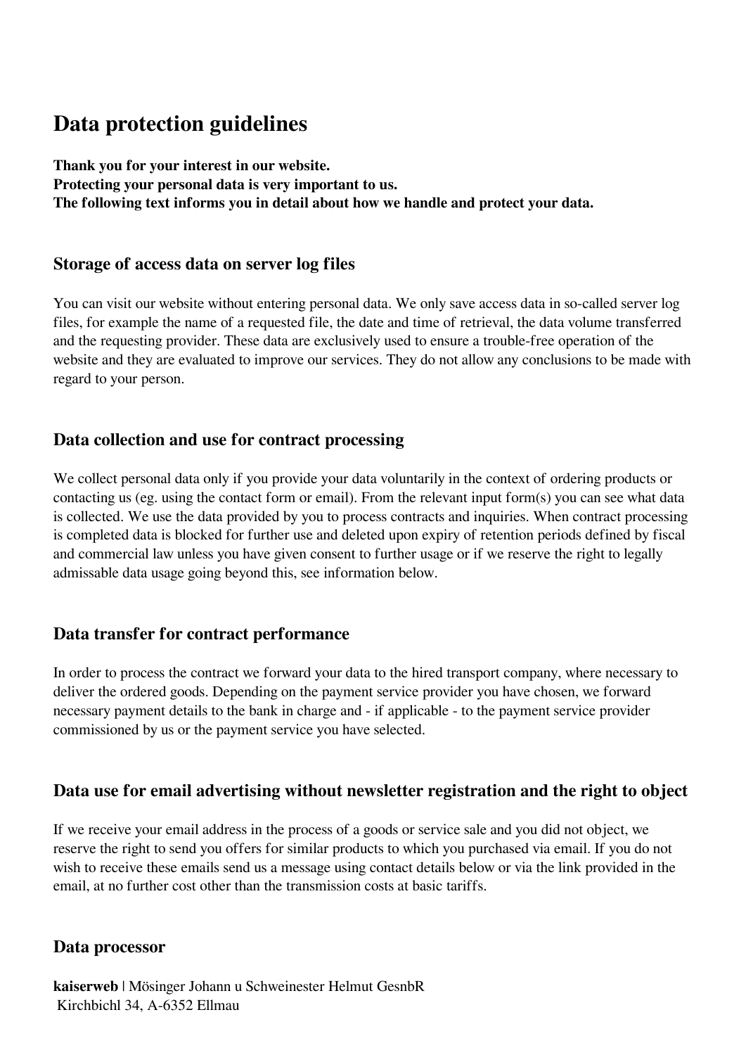# Data protection guidelines

**Thank you for your interest in our website.**
**Protecting your personal data is very important to us.**
**The following text informs you in detail about how we handle and protect your data.**

## Storage of access data on server log files

You can visit our website without entering personal data. We only save access data in so-called server log files, for example the name of a requested file, the date and time of retrieval, the data volume transferred and the requesting provider. These data are exclusively used to ensure a trouble-free operation of the website and they are evaluated to improve our services. They do not allow any conclusions to be made with regard to your person.

## Data collection and use for contract processing

We collect personal data only if you provide your data voluntarily in the context of ordering products or contacting us (eg. using the contact form or email). From the relevant input form(s) you can see what data is collected. We use the data provided by you to process contracts and inquiries. When contract processing is completed data is blocked for further use and deleted upon expiry of retention periods defined by fiscal and commercial law unless you have given consent to further usage or if we reserve the right to legally admissable data usage going beyond this, see information below.

## Data transfer for contract performance

In order to process the contract we forward your data to the hired transport company, where necessary to deliver the ordered goods. Depending on the payment service provider you have chosen, we forward necessary payment details to the bank in charge and - if applicable - to the payment service provider commissioned by us or the payment service you have selected.

## Data use for email advertising without newsletter registration and the right to object

If we receive your email address in the process of a goods or service sale and you did not object, we reserve the right to send you offers for similar products to which you purchased via email. If you do not wish to receive these emails send us a message using contact details below or via the link provided in the email, at no further cost other than the transmission costs at basic tariffs.

## Data processor

**kaiserweb** | Mösinger Johann u Schweinester Helmut GesnbR
Kirchbichl 34, A-6352 Ellmau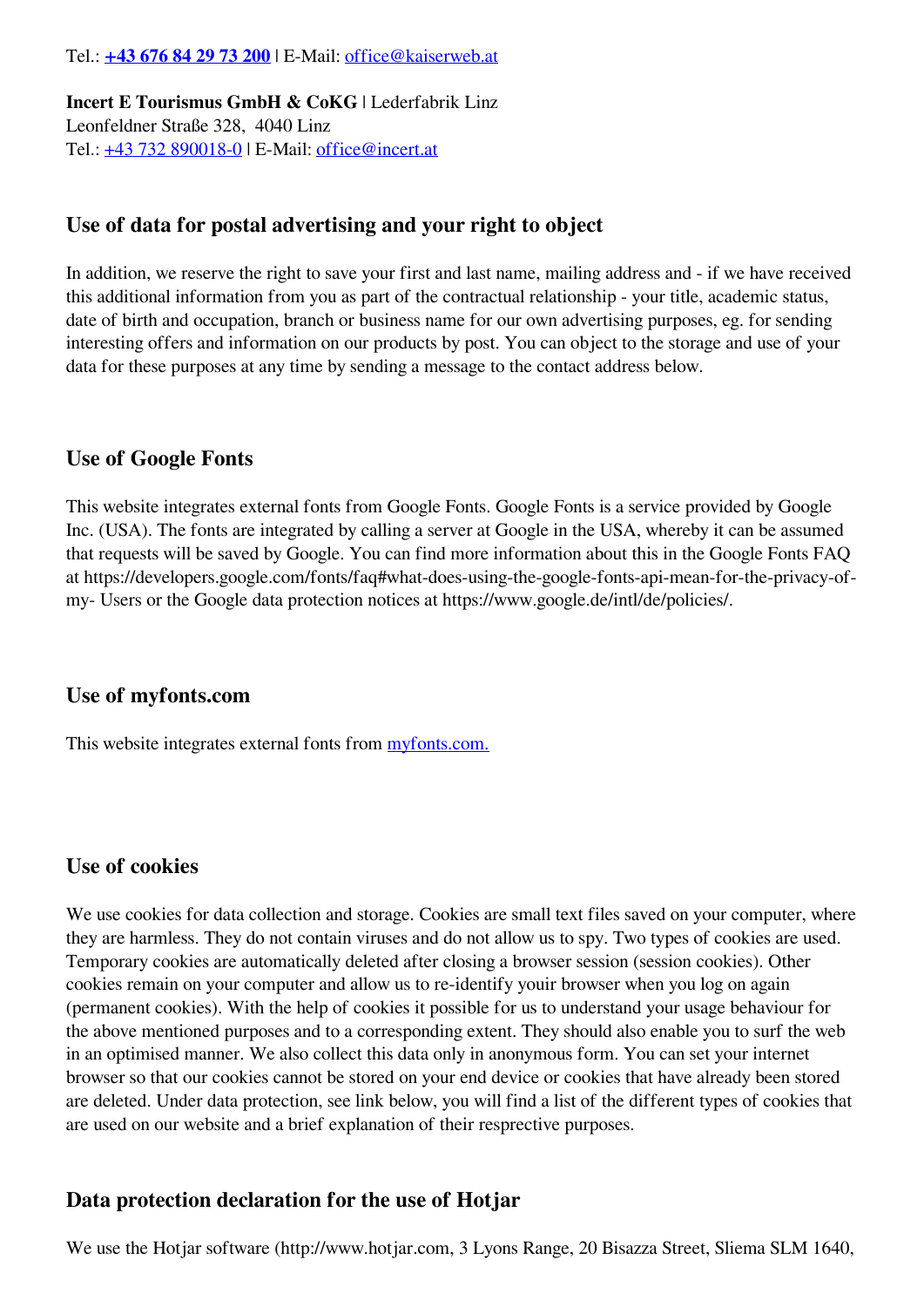Tel.: **+43 676 84 29 73 200** | E-Mail: office@kaiserweb.at

**Incert E Tourismus GmbH & CoKG** | Lederfabrik Linz
Leonfeldner Straße 328, 4040 Linz
Tel.: +43 732 890018-0 | E-Mail: office@incert.at

## Use of data for postal advertising and your right to object

In addition, we reserve the right to save your first and last name, mailing address and - if we have received this additional information from you as part of the contractual relationship - your title, academic status, date of birth and occupation, branch or business name for our own advertising purposes, eg. for sending interesting offers and information on our products by post. You can object to the storage and use of your data for these purposes at any time by sending a message to the contact address below.

## Use of Google Fonts

This website integrates external fonts from Google Fonts. Google Fonts is a service provided by Google Inc. (USA). The fonts are integrated by calling a server at Google in the USA, whereby it can be assumed that requests will be saved by Google. You can find more information about this in the Google Fonts FAQ at https://developers.google.com/fonts/faq#what-does-using-the-google-fonts-api-mean-for-the-privacy-of-my- Users or the Google data protection notices at https://www.google.de/intl/de/policies/.

## Use of myfonts.com

This website integrates external fonts from myfonts.com.

## Use of cookies

We use cookies for data collection and storage. Cookies are small text files saved on your computer, where they are harmless. They do not contain viruses and do not allow us to spy. Two types of cookies are used. Temporary cookies are automatically deleted after closing a browser session (session cookies). Other cookies remain on your computer and allow us to re-identify youir browser when you log on again (permanent cookies). With the help of cookies it possible for us to understand your usage behaviour for the above mentioned purposes and to a corresponding extent. They should also enable you to surf the web in an optimised manner. We also collect this data only in anonymous form. You can set your internet browser so that our cookies cannot be stored on your end device or cookies that have already been stored are deleted. Under data protection, see link below, you will find a list of the different types of cookies that are used on our website and a brief explanation of their resprective purposes.

## Data protection declaration for the use of Hotjar

We use the Hotjar software (http://www.hotjar.com, 3 Lyons Range, 20 Bisazza Street, Sliema SLM 1640,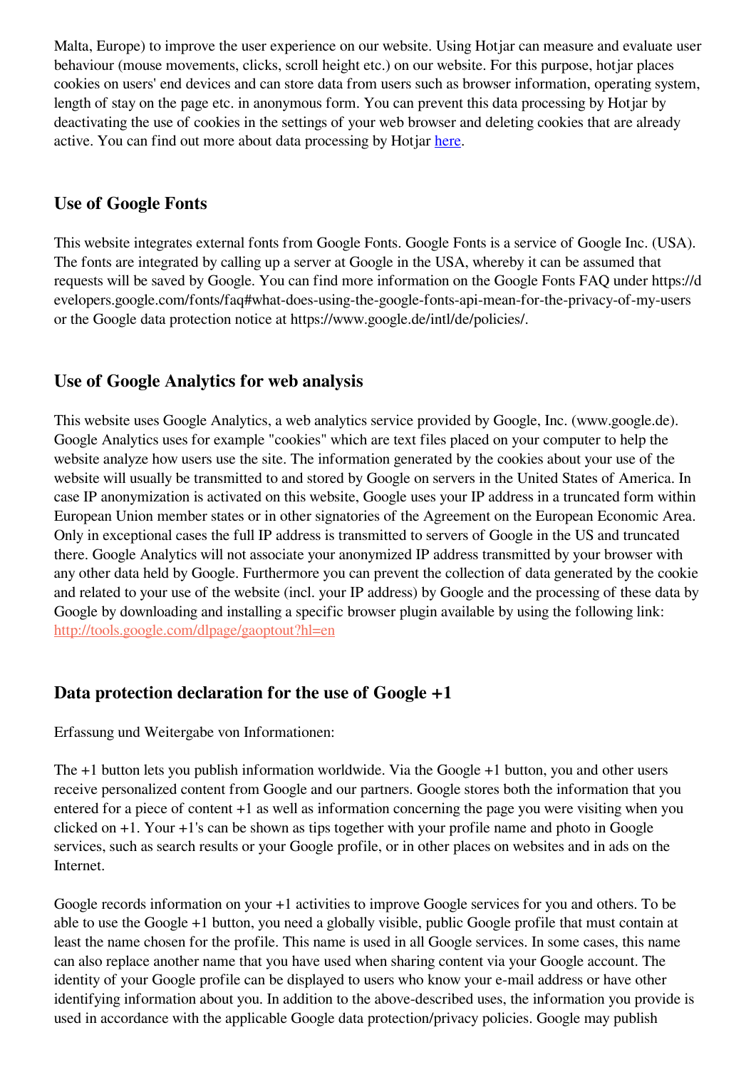Malta, Europe) to improve the user experience on our website. Using Hotjar can measure and evaluate user behaviour (mouse movements, clicks, scroll height etc.) on our website. For this purpose, hotjar places cookies on users' end devices and can store data from users such as browser information, operating system, length of stay on the page etc. in anonymous form. You can prevent this data processing by Hotjar by deactivating the use of cookies in the settings of your web browser and deleting cookies that are already active. You can find out more about data processing by Hotjar here.

## Use of Google Fonts

This website integrates external fonts from Google Fonts. Google Fonts is a service of Google Inc. (USA). The fonts are integrated by calling up a server at Google in the USA, whereby it can be assumed that requests will be saved by Google. You can find more information on the Google Fonts FAQ under https://developers.google.com/fonts/faq#what-does-using-the-google-fonts-api-mean-for-the-privacy-of-my-users or the Google data protection notice at https://www.google.de/intl/de/policies/.

## Use of Google Analytics for web analysis

This website uses Google Analytics, a web analytics service provided by Google, Inc. (www.google.de). Google Analytics uses for example "cookies" which are text files placed on your computer to help the website analyze how users use the site. The information generated by the cookies about your use of the website will usually be transmitted to and stored by Google on servers in the United States of America. In case IP anonymization is activated on this website, Google uses your IP address in a truncated form within European Union member states or in other signatories of the Agreement on the European Economic Area. Only in exceptional cases the full IP address is transmitted to servers of Google in the US and truncated there. Google Analytics will not associate your anonymized IP address transmitted by your browser with any other data held by Google. Furthermore you can prevent the collection of data generated by the cookie and related to your use of the website (incl. your IP address) by Google and the processing of these data by Google by downloading and installing a specific browser plugin available by using the following link: http://tools.google.com/dlpage/gaoptout?hl=en

## Data protection declaration for the use of Google +1

Erfassung und Weitergabe von Informationen:

The +1 button lets you publish information worldwide. Via the Google +1 button, you and other users receive personalized content from Google and our partners. Google stores both the information that you entered for a piece of content +1 as well as information concerning the page you were visiting when you clicked on +1. Your +1's can be shown as tips together with your profile name and photo in Google services, such as search results or your Google profile, or in other places on websites and in ads on the Internet.

Google records information on your +1 activities to improve Google services for you and others. To be able to use the Google +1 button, you need a globally visible, public Google profile that must contain at least the name chosen for the profile. This name is used in all Google services. In some cases, this name can also replace another name that you have used when sharing content via your Google account. The identity of your Google profile can be displayed to users who know your e-mail address or have other identifying information about you. In addition to the above-described uses, the information you provide is used in accordance with the applicable Google data protection/privacy policies. Google may publish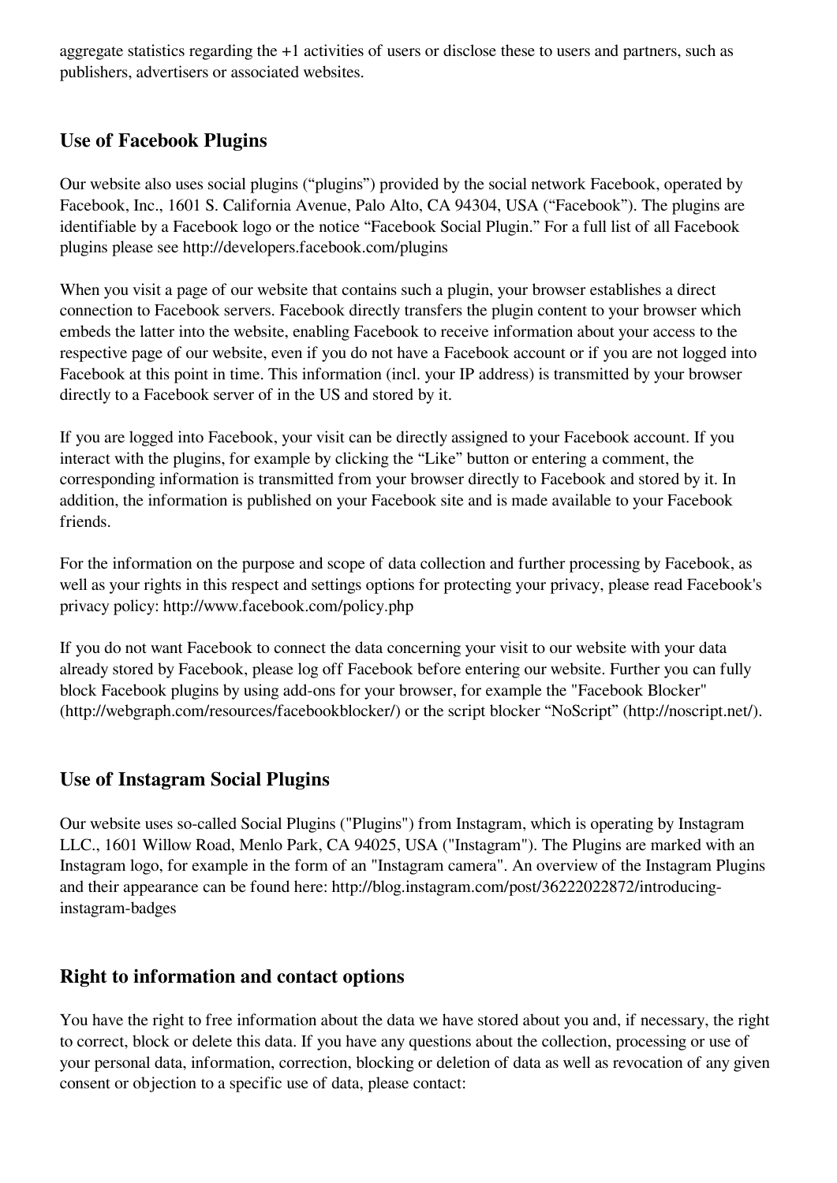aggregate statistics regarding the +1 activities of users or disclose these to users and partners, such as publishers, advertisers or associated websites.

## Use of Facebook Plugins

Our website also uses social plugins (“plugins”) provided by the social network Facebook, operated by Facebook, Inc., 1601 S. California Avenue, Palo Alto, CA 94304, USA (“Facebook”). The plugins are identifiable by a Facebook logo or the notice “Facebook Social Plugin.” For a full list of all Facebook plugins please see http://developers.facebook.com/plugins

When you visit a page of our website that contains such a plugin, your browser establishes a direct connection to Facebook servers. Facebook directly transfers the plugin content to your browser which embeds the latter into the website, enabling Facebook to receive information about your access to the respective page of our website, even if you do not have a Facebook account or if you are not logged into Facebook at this point in time. This information (incl. your IP address) is transmitted by your browser directly to a Facebook server of in the US and stored by it.

If you are logged into Facebook, your visit can be directly assigned to your Facebook account. If you interact with the plugins, for example by clicking the “Like” button or entering a comment, the corresponding information is transmitted from your browser directly to Facebook and stored by it. In addition, the information is published on your Facebook site and is made available to your Facebook friends.

For the information on the purpose and scope of data collection and further processing by Facebook, as well as your rights in this respect and settings options for protecting your privacy, please read Facebook's privacy policy: http://www.facebook.com/policy.php

If you do not want Facebook to connect the data concerning your visit to our website with your data already stored by Facebook, please log off Facebook before entering our website. Further you can fully block Facebook plugins by using add-ons for your browser, for example the "Facebook Blocker" (http://webgraph.com/resources/facebookblocker/) or the script blocker “NoScript” (http://noscript.net/).

## Use of Instagram Social Plugins

Our website uses so-called Social Plugins ("Plugins") from Instagram, which is operating by Instagram LLC., 1601 Willow Road, Menlo Park, CA 94025, USA ("Instagram"). The Plugins are marked with an Instagram logo, for example in the form of an "Instagram camera". An overview of the Instagram Plugins and their appearance can be found here: http://blog.instagram.com/post/36222022872/introducing-instagram-badges

## Right to information and contact options

You have the right to free information about the data we have stored about you and, if necessary, the right to correct, block or delete this data. If you have any questions about the collection, processing or use of your personal data, information, correction, blocking or deletion of data as well as revocation of any given consent or objection to a specific use of data, please contact: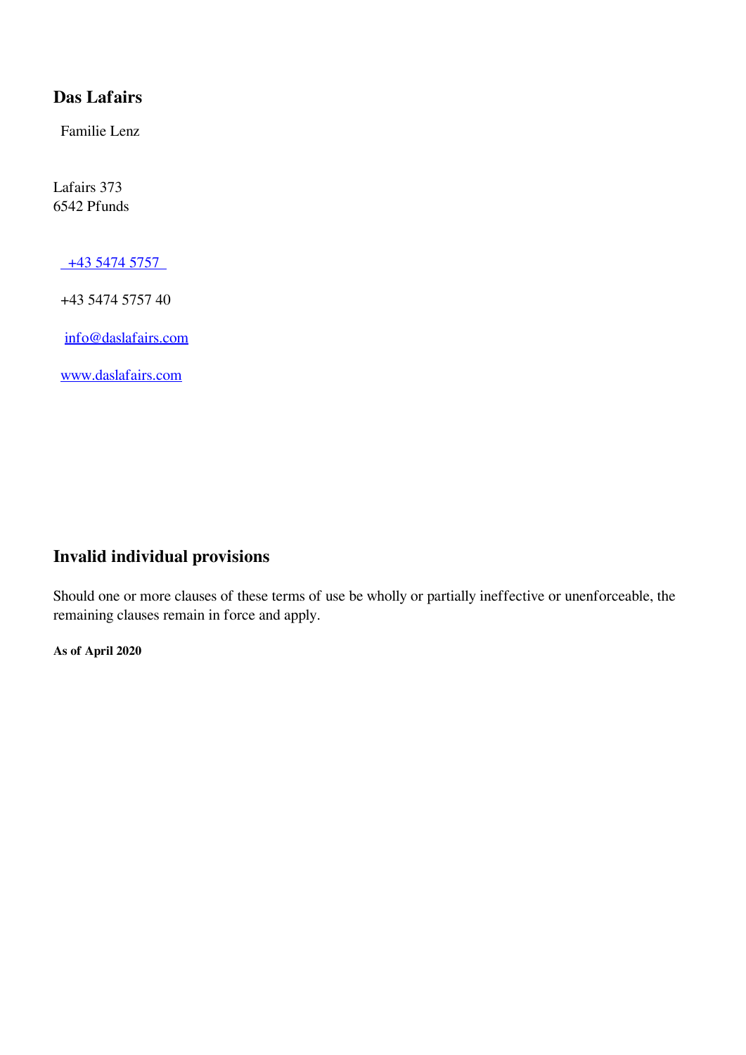## Das Lafairs

Familie Lenz

Lafairs 373
6542 Pfunds

+43 5474 5757

+43 5474 5757 40

info@daslafairs.com

www.daslafairs.com

## Invalid individual provisions

Should one or more clauses of these terms of use be wholly or partially ineffective or unenforceable, the remaining clauses remain in force and apply.

**As of April 2020**